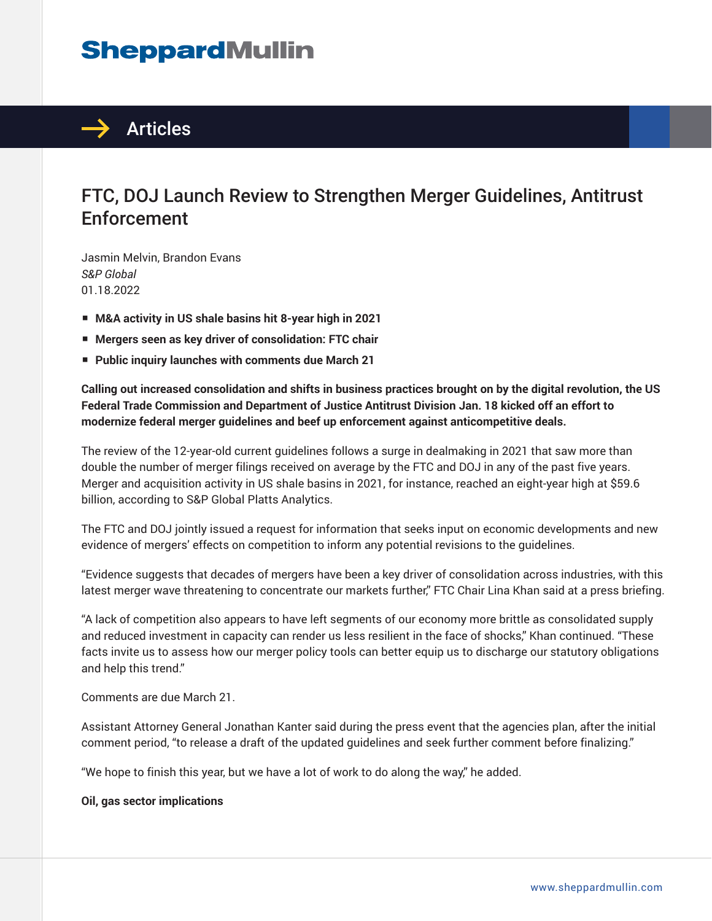# FTC, DOJ Launch Review to Strengthen Merger Guidelines, Antitrust Enforcement

Jasmin Melvin, Brandon Evans
*S&P Global*
01.18.2022

- **M&A activity in US shale basins hit 8-year high in 2021**
- **Mergers seen as key driver of consolidation: FTC chair**
- **Public inquiry launches with comments due March 21**

**Calling out increased consolidation and shifts in business practices brought on by the digital revolution, the US Federal Trade Commission and Department of Justice Antitrust Division Jan. 18 kicked off an effort to modernize federal merger guidelines and beef up enforcement against anticompetitive deals.**

The review of the 12-year-old current guidelines follows a surge in dealmaking in 2021 that saw more than double the number of merger filings received on average by the FTC and DOJ in any of the past five years. Merger and acquisition activity in US shale basins in 2021, for instance, reached an eight-year high at $59.6 billion, according to S&P Global Platts Analytics.

The FTC and DOJ jointly issued a request for information that seeks input on economic developments and new evidence of mergers' effects on competition to inform any potential revisions to the guidelines.

"Evidence suggests that decades of mergers have been a key driver of consolidation across industries, with this latest merger wave threatening to concentrate our markets further," FTC Chair Lina Khan said at a press briefing.

"A lack of competition also appears to have left segments of our economy more brittle as consolidated supply and reduced investment in capacity can render us less resilient in the face of shocks," Khan continued. "These facts invite us to assess how our merger policy tools can better equip us to discharge our statutory obligations and help this trend."

Comments are due March 21.

Assistant Attorney General Jonathan Kanter said during the press event that the agencies plan, after the initial comment period, "to release a draft of the updated guidelines and seek further comment before finalizing."

"We hope to finish this year, but we have a lot of work to do along the way," he added.

**Oil, gas sector implications**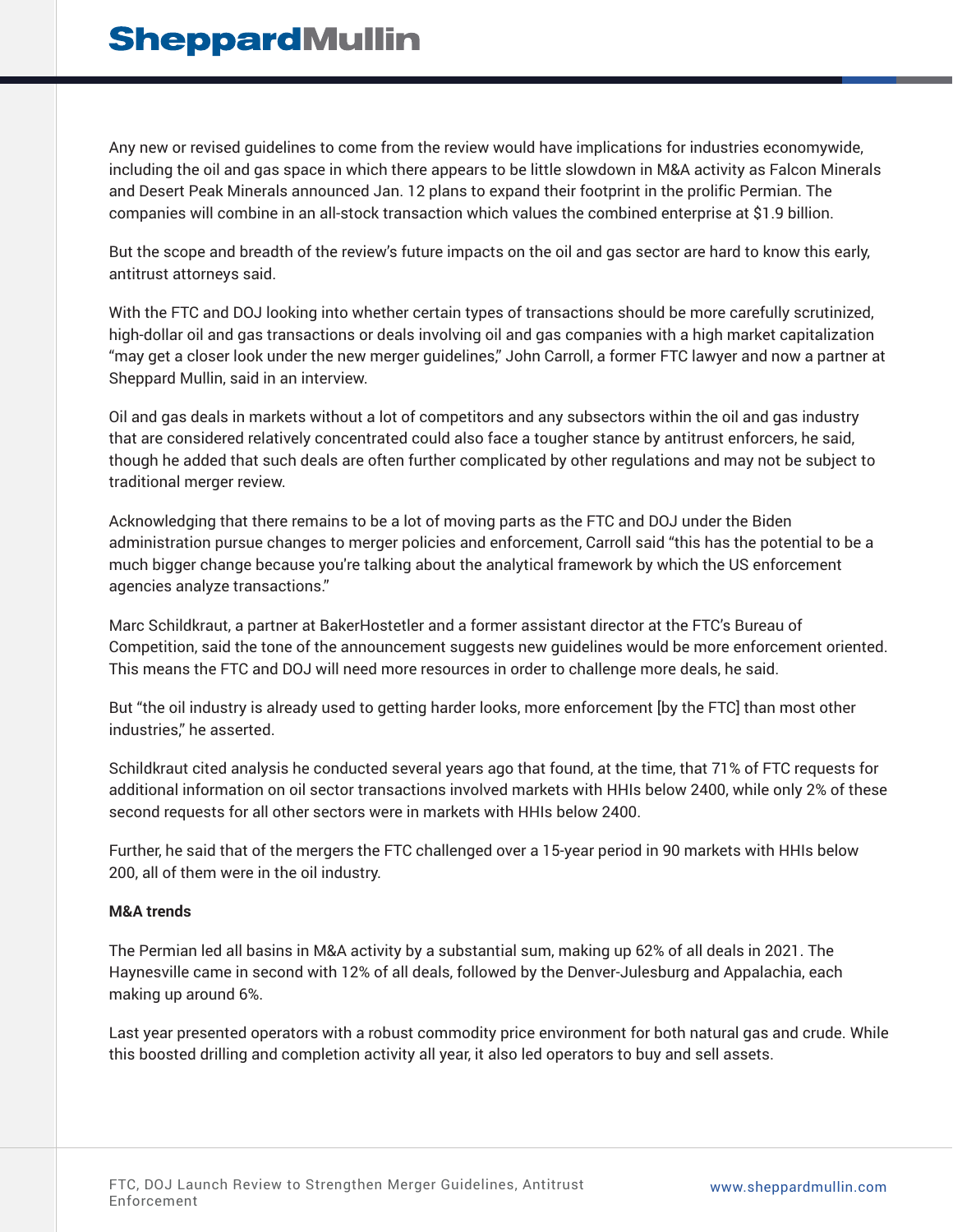Any new or revised guidelines to come from the review would have implications for industries economywide, including the oil and gas space in which there appears to be little slowdown in M&A activity as Falcon Minerals and Desert Peak Minerals announced Jan. 12 plans to expand their footprint in the prolific Permian. The companies will combine in an all-stock transaction which values the combined enterprise at $1.9 billion.

But the scope and breadth of the review's future impacts on the oil and gas sector are hard to know this early, antitrust attorneys said.

With the FTC and DOJ looking into whether certain types of transactions should be more carefully scrutinized, high-dollar oil and gas transactions or deals involving oil and gas companies with a high market capitalization "may get a closer look under the new merger guidelines," John Carroll, a former FTC lawyer and now a partner at Sheppard Mullin, said in an interview.

Oil and gas deals in markets without a lot of competitors and any subsectors within the oil and gas industry that are considered relatively concentrated could also face a tougher stance by antitrust enforcers, he said, though he added that such deals are often further complicated by other regulations and may not be subject to traditional merger review.

Acknowledging that there remains to be a lot of moving parts as the FTC and DOJ under the Biden administration pursue changes to merger policies and enforcement, Carroll said "this has the potential to be a much bigger change because you're talking about the analytical framework by which the US enforcement agencies analyze transactions."

Marc Schildkraut, a partner at BakerHostetler and a former assistant director at the FTC's Bureau of Competition, said the tone of the announcement suggests new guidelines would be more enforcement oriented. This means the FTC and DOJ will need more resources in order to challenge more deals, he said.

But "the oil industry is already used to getting harder looks, more enforcement [by the FTC] than most other industries," he asserted.

Schildkraut cited analysis he conducted several years ago that found, at the time, that 71% of FTC requests for additional information on oil sector transactions involved markets with HHIs below 2400, while only 2% of these second requests for all other sectors were in markets with HHIs below 2400.

Further, he said that of the mergers the FTC challenged over a 15-year period in 90 markets with HHIs below 200, all of them were in the oil industry.

**M&A trends**

The Permian led all basins in M&A activity by a substantial sum, making up 62% of all deals in 2021. The Haynesville came in second with 12% of all deals, followed by the Denver-Julesburg and Appalachia, each making up around 6%.

Last year presented operators with a robust commodity price environment for both natural gas and crude. While this boosted drilling and completion activity all year, it also led operators to buy and sell assets.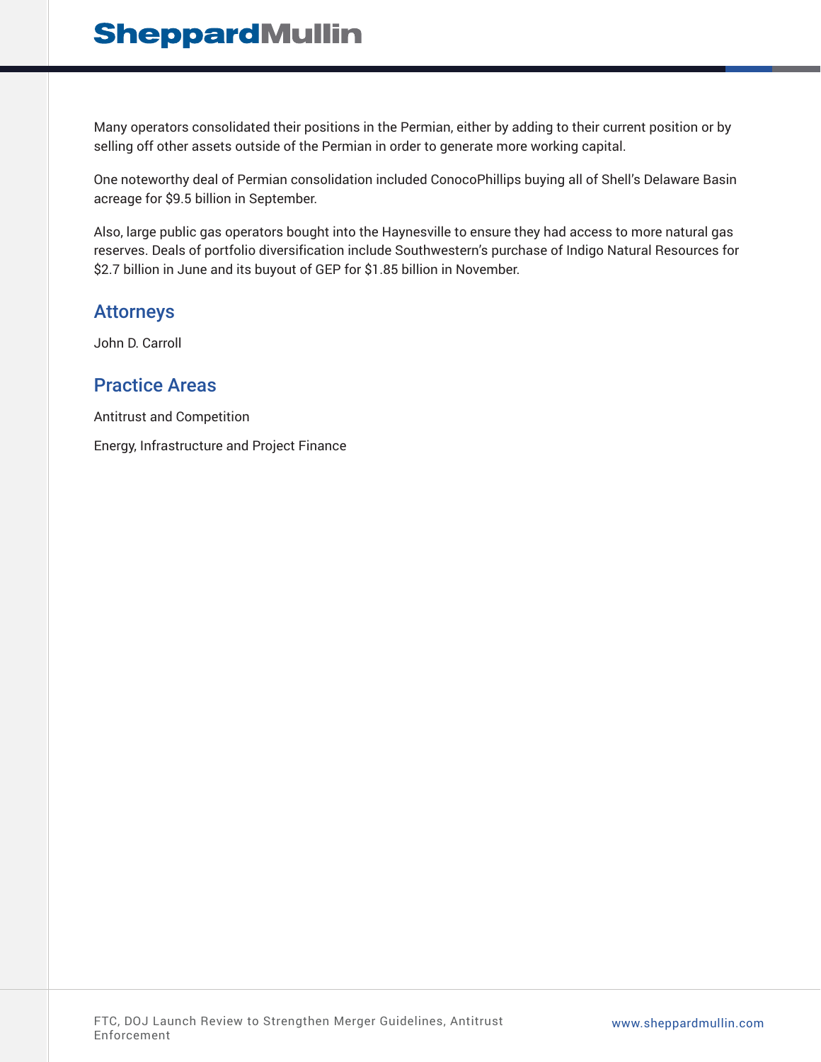Many operators consolidated their positions in the Permian, either by adding to their current position or by selling off other assets outside of the Permian in order to generate more working capital.

One noteworthy deal of Permian consolidation included ConocoPhillips buying all of Shell's Delaware Basin acreage for $9.5 billion in September.

Also, large public gas operators bought into the Haynesville to ensure they had access to more natural gas reserves. Deals of portfolio diversification include Southwestern's purchase of Indigo Natural Resources for $2.7 billion in June and its buyout of GEP for $1.85 billion in November.

## Attorneys

John D. Carroll

## Practice Areas

Antitrust and Competition

Energy, Infrastructure and Project Finance